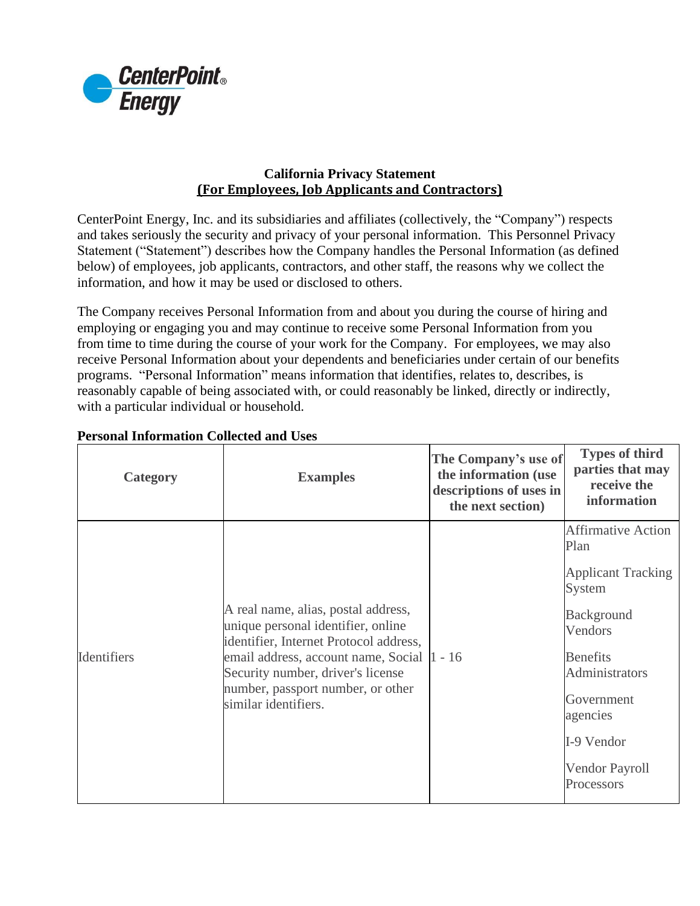CenterPoint® Energy

**California Privacy Statement**
**(For Employees, Job Applicants and Contractors)**

CenterPoint Energy, Inc. and its subsidiaries and affiliates (collectively, the "Company") respects and takes seriously the security and privacy of your personal information. This Personnel Privacy Statement ("Statement") describes how the Company handles the Personal Information (as defined below) of employees, job applicants, contractors, and other staff, the reasons why we collect the information, and how it may be used or disclosed to others.

The Company receives Personal Information from and about you during the course of hiring and employing or engaging you and may continue to receive some Personal Information from you from time to time during the course of your work for the Company. For employees, we may also receive Personal Information about your dependents and beneficiaries under certain of our benefits programs. "Personal Information" means information that identifies, relates to, describes, is reasonably capable of being associated with, or could reasonably be linked, directly or indirectly, with a particular individual or household.

**Personal Information Collected and Uses**

| Category | Examples | The Company's use of the information (use descriptions of uses in the next section) | Types of third parties that may receive the information |
|---|---|---|---|
| Identifiers | A real name, alias, postal address, unique personal identifier, online identifier, Internet Protocol address, email address, account name, Social Security number, driver's license number, passport number, or other similar identifiers. | 1 - 16 | Affirmative Action Plan<br><br>Applicant Tracking System<br><br>Background Vendors<br><br>Benefits Administrators<br><br>Government agencies<br><br>I-9 Vendor<br><br>Vendor Payroll Processors |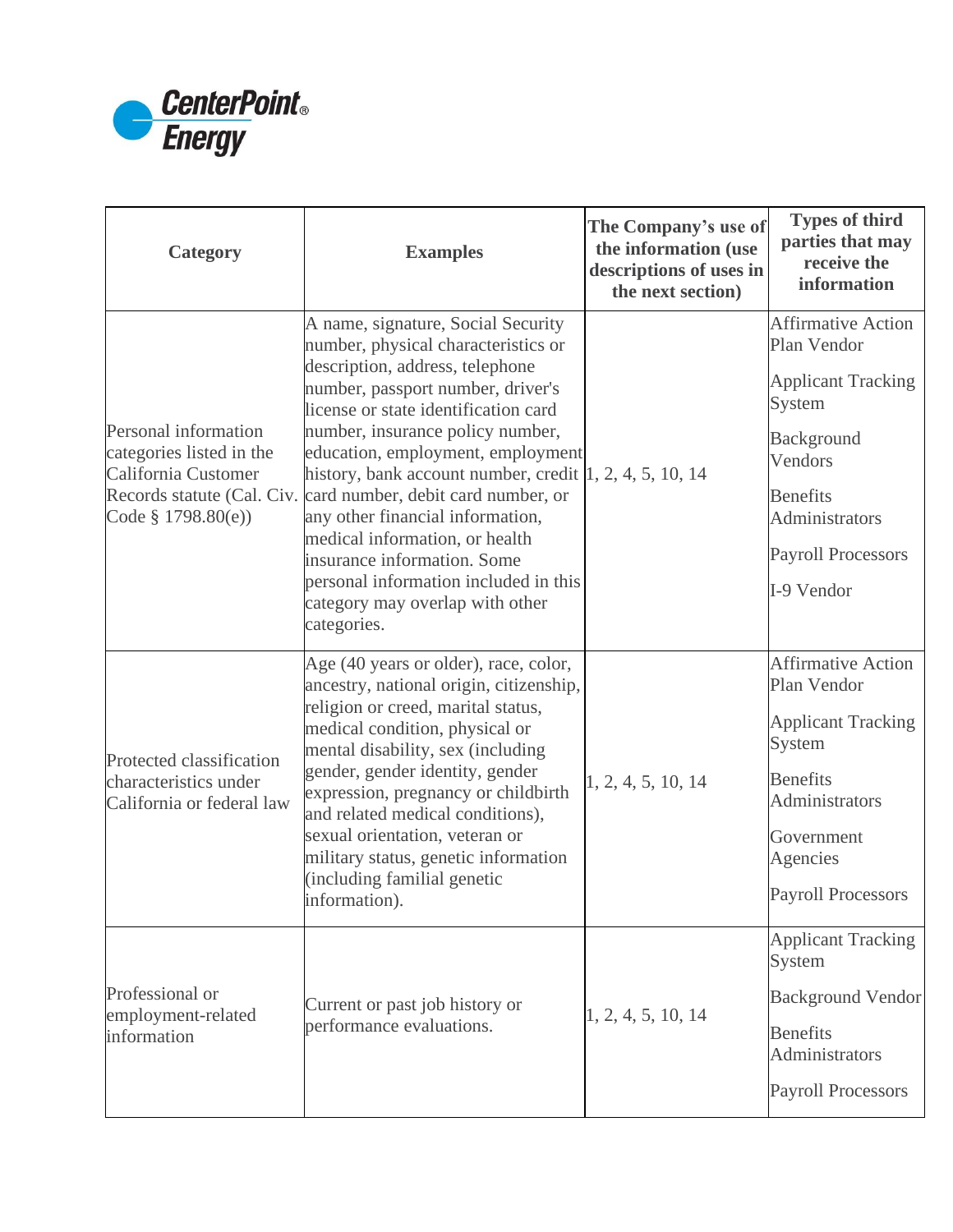| Category | Examples | The Company's use of the information (use descriptions of uses in the next section) | Types of third parties that may receive the information |
|---|---|---|---|
| Personal information categories listed in the California Customer Records statute (Cal. Civ. Code § 1798.80(e)) | A name, signature, Social Security number, physical characteristics or description, address, telephone number, passport number, driver's license or state identification card number, insurance policy number, education, employment, employment history, bank account number, credit card number, debit card number, or any other financial information, medical information, or health insurance information. Some personal information included in this category may overlap with other categories. | 1, 2, 4, 5, 10, 14 | Affirmative Action Plan Vendor<br><br>Applicant Tracking System<br><br>Background Vendors<br><br>Benefits Administrators<br><br>Payroll Processors<br><br>I-9 Vendor |
| Protected classification characteristics under California or federal law | Age (40 years or older), race, color, ancestry, national origin, citizenship, religion or creed, marital status, medical condition, physical or mental disability, sex (including gender, gender identity, gender expression, pregnancy or childbirth and related medical conditions), sexual orientation, veteran or military status, genetic information (including familial genetic information). | 1, 2, 4, 5, 10, 14 | Affirmative Action Plan Vendor<br><br>Applicant Tracking System<br><br>Benefits Administrators<br><br>Government Agencies<br><br>Payroll Processors |
| Professional or employment-related information | Current or past job history or performance evaluations. | 1, 2, 4, 5, 10, 14 | Applicant Tracking System<br><br>Background Vendor<br><br>Benefits Administrators<br><br>Payroll Processors |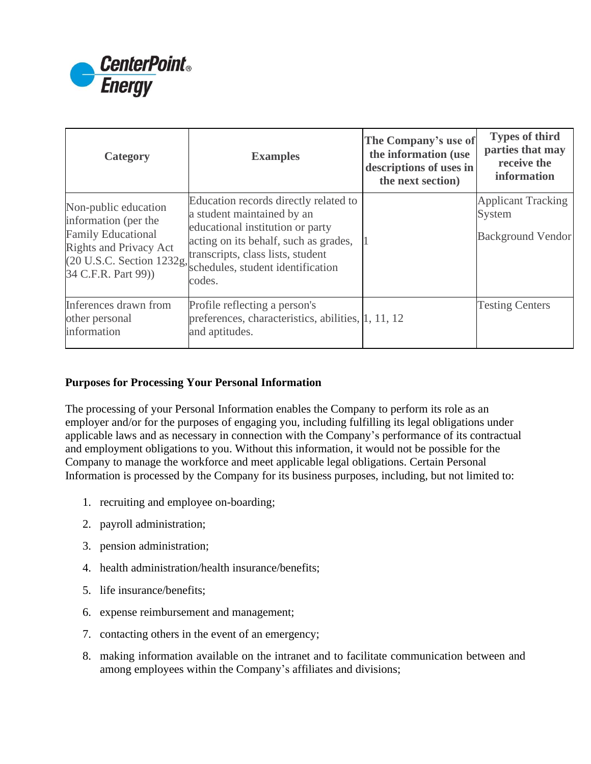| Category | Examples | The Company's use of the information (use descriptions of uses in the next section) | Types of third parties that may receive the information |
|---|---|---|---|
| Non-public education information (per the Family Educational Rights and Privacy Act (20 U.S.C. Section 1232g, 34 C.F.R. Part 99)) | Education records directly related to a student maintained by an educational institution or party acting on its behalf, such as grades, transcripts, class lists, student schedules, student identification codes. | 1 | Applicant Tracking System<br><br>Background Vendor |
| Inferences drawn from other personal information | Profile reflecting a person's preferences, characteristics, abilities, and aptitudes. | 1, 11, 12 | Testing Centers |

**Purposes for Processing Your Personal Information**

The processing of your Personal Information enables the Company to perform its role as an employer and/or for the purposes of engaging you, including fulfilling its legal obligations under applicable laws and as necessary in connection with the Company's performance of its contractual and employment obligations to you. Without this information, it would not be possible for the Company to manage the workforce and meet applicable legal obligations. Certain Personal Information is processed by the Company for its business purposes, including, but not limited to:

1. recruiting and employee on-boarding;
2. payroll administration;
3. pension administration;
4. health administration/health insurance/benefits;
5. life insurance/benefits;
6. expense reimbursement and management;
7. contacting others in the event of an emergency;
8. making information available on the intranet and to facilitate communication between and among employees within the Company's affiliates and divisions;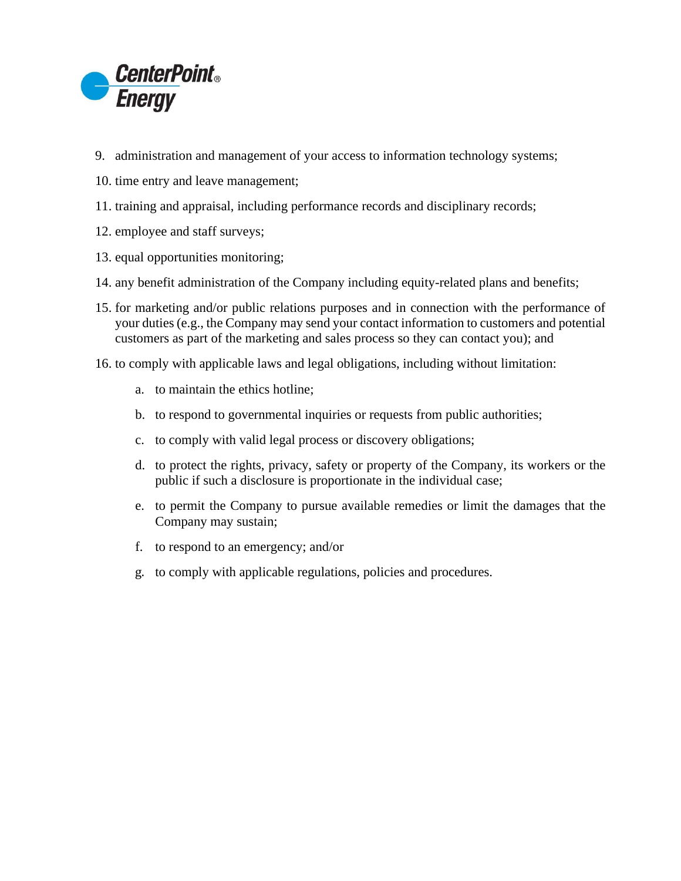9. administration and management of your access to information technology systems;
10. time entry and leave management;
11. training and appraisal, including performance records and disciplinary records;
12. employee and staff surveys;
13. equal opportunities monitoring;
14. any benefit administration of the Company including equity-related plans and benefits;
15. for marketing and/or public relations purposes and in connection with the performance of your duties (e.g., the Company may send your contact information to customers and potential customers as part of the marketing and sales process so they can contact you); and
16. to comply with applicable laws and legal obligations, including without limitation:
    a. to maintain the ethics hotline;
    b. to respond to governmental inquiries or requests from public authorities;
    c. to comply with valid legal process or discovery obligations;
    d. to protect the rights, privacy, safety or property of the Company, its workers or the public if such a disclosure is proportionate in the individual case;
    e. to permit the Company to pursue available remedies or limit the damages that the Company may sustain;
    f. to respond to an emergency; and/or
    g. to comply with applicable regulations, policies and procedures.